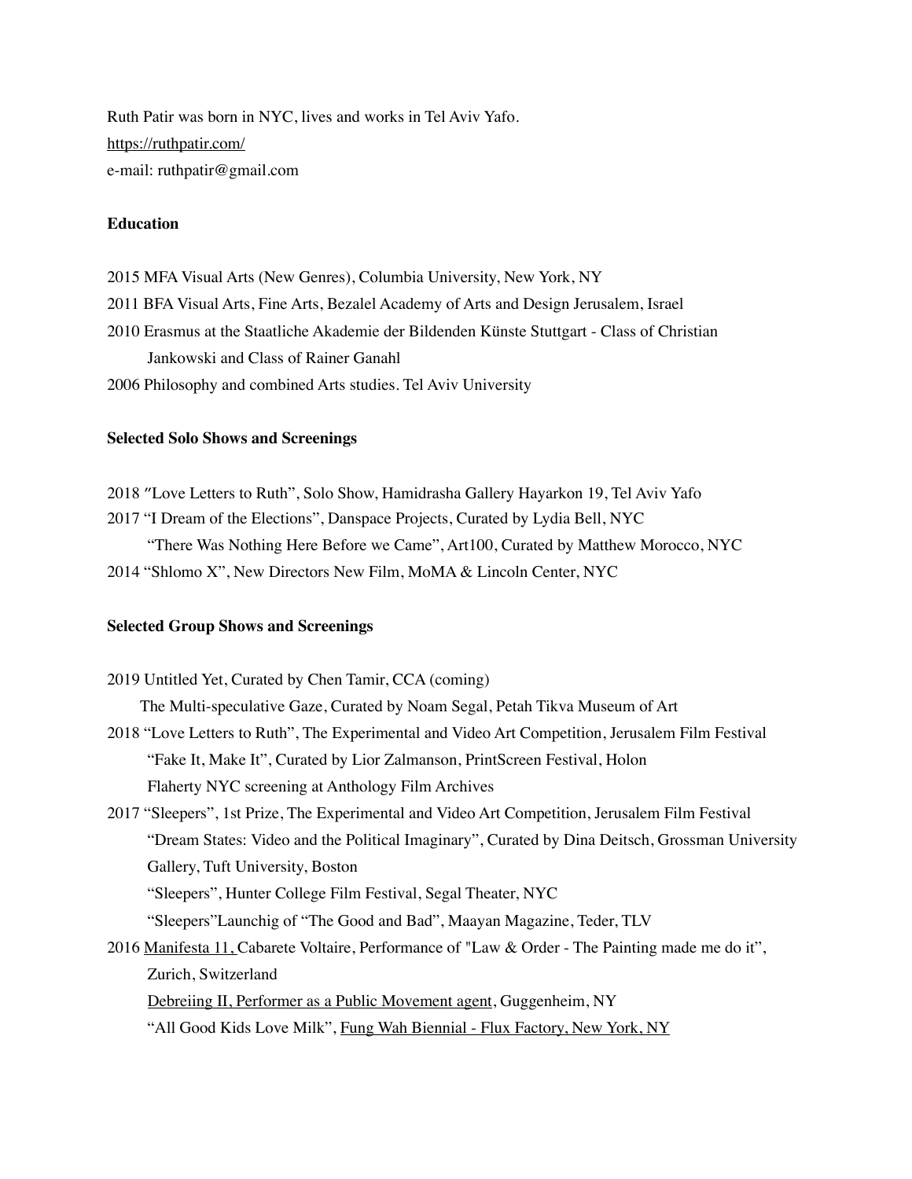Ruth Patir was born in NYC, lives and works in Tel Aviv Yafo.

https://ruthpatir.com/

e-mail: ruthpatir@gmail.com

**Education**

2015 MFA Visual Arts (New Genres), Columbia University, New York, NY

2011 BFA Visual Arts, Fine Arts, Bezalel Academy of Arts and Design Jerusalem, Israel

2010 Erasmus at the Staatliche Akademie der Bildenden Künste Stuttgart - Class of Christian Jankowski and Class of Rainer Ganahl

2006 Philosophy and combined Arts studies. Tel Aviv University

**Selected Solo Shows and Screenings**

2018 ״Love Letters to Ruth", Solo Show, Hamidrasha Gallery Hayarkon 19, Tel Aviv Yafo

2017 "I Dream of the Elections", Danspace Projects, Curated by Lydia Bell, NYC

"There Was Nothing Here Before we Came", Art100, Curated by Matthew Morocco, NYC

2014 "Shlomo X", New Directors New Film, MoMA & Lincoln Center, NYC

**Selected Group Shows and Screenings**

2019 Untitled Yet, Curated by Chen Tamir, CCA (coming)

The Multi-speculative Gaze, Curated by Noam Segal, Petah Tikva Museum of Art

2018 "Love Letters to Ruth", The Experimental and Video Art Competition, Jerusalem Film Festival

"Fake It, Make It", Curated by Lior Zalmanson, PrintScreen Festival, Holon

Flaherty NYC screening at Anthology Film Archives

2017 "Sleepers", 1st Prize, The Experimental and Video Art Competition, Jerusalem Film Festival

"Dream States: Video and the Political Imaginary", Curated by Dina Deitsch, Grossman University Gallery, Tuft University, Boston

"Sleepers", Hunter College Film Festival, Segal Theater, NYC

"Sleepers"Launchig of "The Good and Bad", Maayan Magazine, Teder, TLV

2016 Manifesta 11, Cabarete Voltaire, Performance of "Law & Order - The Painting made me do it", Zurich, Switzerland

Debreiing II, Performer as a Public Movement agent, Guggenheim, NY

"All Good Kids Love Milk", Fung Wah Biennial - Flux Factory, New York, NY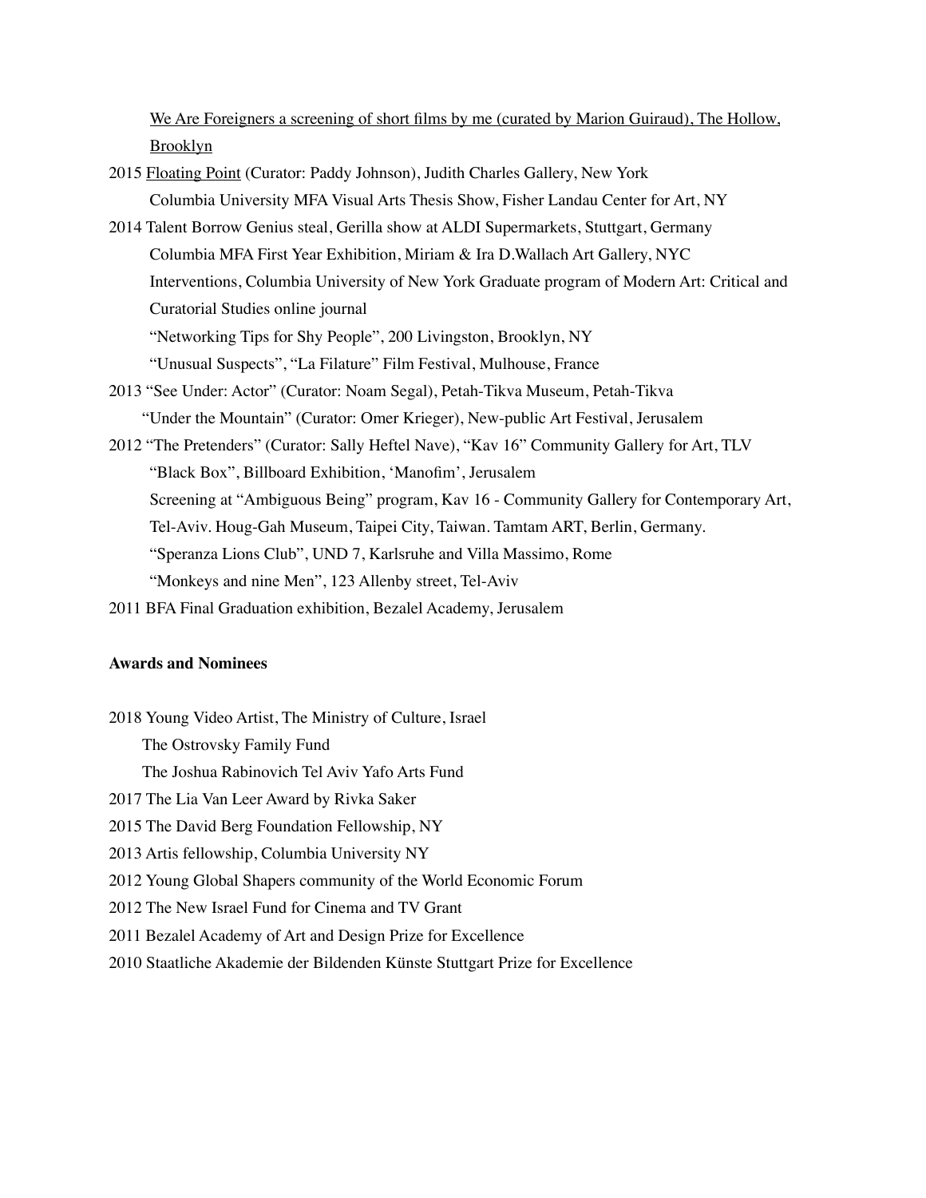We Are Foreigners a screening of short films by me (curated by Marion Guiraud), The Hollow, Brooklyn

2015 Floating Point (Curator: Paddy Johnson), Judith Charles Gallery, New York
Columbia University MFA Visual Arts Thesis Show, Fisher Landau Center for Art, NY

2014 Talent Borrow Genius steal, Gerilla show at ALDI Supermarkets, Stuttgart, Germany
Columbia MFA First Year Exhibition, Miriam & Ira D.Wallach Art Gallery, NYC
Interventions, Columbia University of New York Graduate program of Modern Art: Critical and Curatorial Studies online journal
"Networking Tips for Shy People", 200 Livingston, Brooklyn, NY
"Unusual Suspects", "La Filature" Film Festival, Mulhouse, France

2013 "See Under: Actor" (Curator: Noam Segal), Petah-Tikva Museum, Petah-Tikva
"Under the Mountain" (Curator: Omer Krieger), New-public Art Festival, Jerusalem

2012 "The Pretenders" (Curator: Sally Heftel Nave), "Kav 16" Community Gallery for Art, TLV
"Black Box", Billboard Exhibition, 'Manofim', Jerusalem
Screening at "Ambiguous Being" program, Kav 16 - Community Gallery for Contemporary Art, Tel-Aviv. Houg-Gah Museum, Taipei City, Taiwan. Tamtam ART, Berlin, Germany.
"Speranza Lions Club", UND 7, Karlsruhe and Villa Massimo, Rome
"Monkeys and nine Men", 123 Allenby street, Tel-Aviv

2011 BFA Final Graduation exhibition, Bezalel Academy, Jerusalem

**Awards and Nominees**

2018 Young Video Artist, The Ministry of Culture, Israel
The Ostrovsky Family Fund
The Joshua Rabinovich Tel Aviv Yafo Arts Fund

2017 The Lia Van Leer Award by Rivka Saker

2015 The David Berg Foundation Fellowship, NY

2013 Artis fellowship, Columbia University NY

2012 Young Global Shapers community of the World Economic Forum

2012 The New Israel Fund for Cinema and TV Grant

2011 Bezalel Academy of Art and Design Prize for Excellence

2010 Staatliche Akademie der Bildenden Künste Stuttgart Prize for Excellence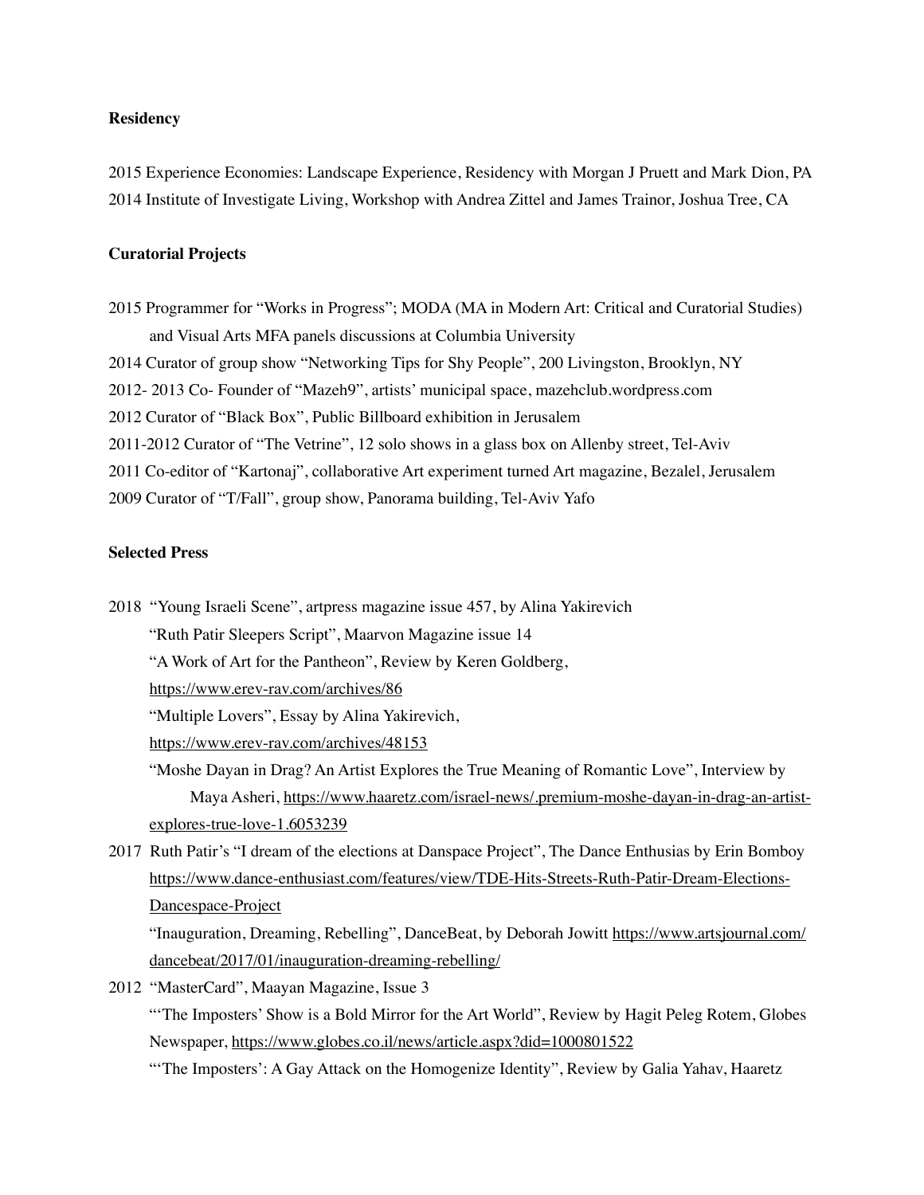**Residency**

2015 Experience Economies: Landscape Experience, Residency with Morgan J Pruett and Mark Dion, PA
2014 Institute of Investigate Living, Workshop with Andrea Zittel and James Trainor, Joshua Tree, CA

**Curatorial Projects**

2015 Programmer for "Works in Progress"; MODA (MA in Modern Art: Critical and Curatorial Studies) and Visual Arts MFA panels discussions at Columbia University
2014 Curator of group show "Networking Tips for Shy People", 200 Livingston, Brooklyn, NY
2012- 2013 Co- Founder of "Mazeh9", artists' municipal space, mazehclub.wordpress.com
2012 Curator of "Black Box", Public Billboard exhibition in Jerusalem
2011-2012 Curator of "The Vetrine", 12 solo shows in a glass box on Allenby street, Tel-Aviv
2011 Co-editor of "Kartonaj", collaborative Art experiment turned Art magazine, Bezalel, Jerusalem
2009 Curator of "T/Fall", group show, Panorama building, Tel-Aviv Yafo

**Selected Press**

2018 "Young Israeli Scene", artpress magazine issue 457, by Alina Yakirevich
"Ruth Patir Sleepers Script", Maarvon Magazine issue 14
"A Work of Art for the Pantheon", Review by Keren Goldberg, https://www.erev-rav.com/archives/86
"Multiple Lovers", Essay by Alina Yakirevich, https://www.erev-rav.com/archives/48153
"Moshe Dayan in Drag? An Artist Explores the True Meaning of Romantic Love", Interview by Maya Asheri, https://www.haaretz.com/israel-news/.premium-moshe-dayan-in-drag-an-artist-explores-true-love-1.6053239

2017 Ruth Patir's "I dream of the elections at Danspace Project", The Dance Enthusias by Erin Bomboy https://www.dance-enthusiast.com/features/view/TDE-Hits-Streets-Ruth-Patir-Dream-Elections-Dancespace-Project
"Inauguration, Dreaming, Rebelling", DanceBeat, by Deborah Jowitt https://www.artsjournal.com/dancebeat/2017/01/inauguration-dreaming-rebelling/

2012 "MasterCard", Maayan Magazine, Issue 3
"'The Imposters' Show is a Bold Mirror for the Art World", Review by Hagit Peleg Rotem, Globes Newspaper, https://www.globes.co.il/news/article.aspx?did=1000801522
"'The Imposters': A Gay Attack on the Homogenize Identity", Review by Galia Yahav, Haaretz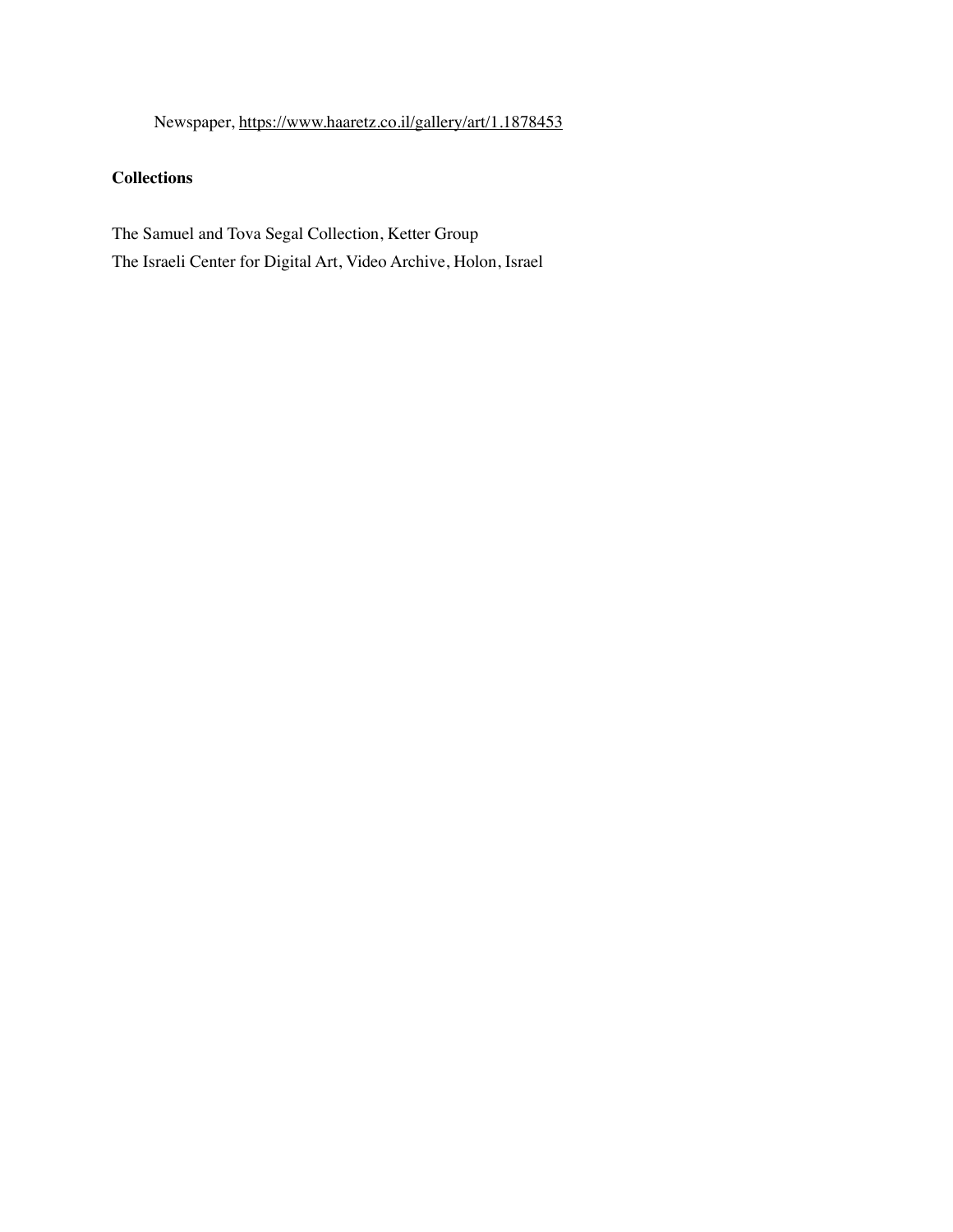Newspaper, https://www.haaretz.co.il/gallery/art/1.1878453

**Collections**

The Samuel and Tova Segal Collection, Ketter Group
The Israeli Center for Digital Art, Video Archive, Holon, Israel